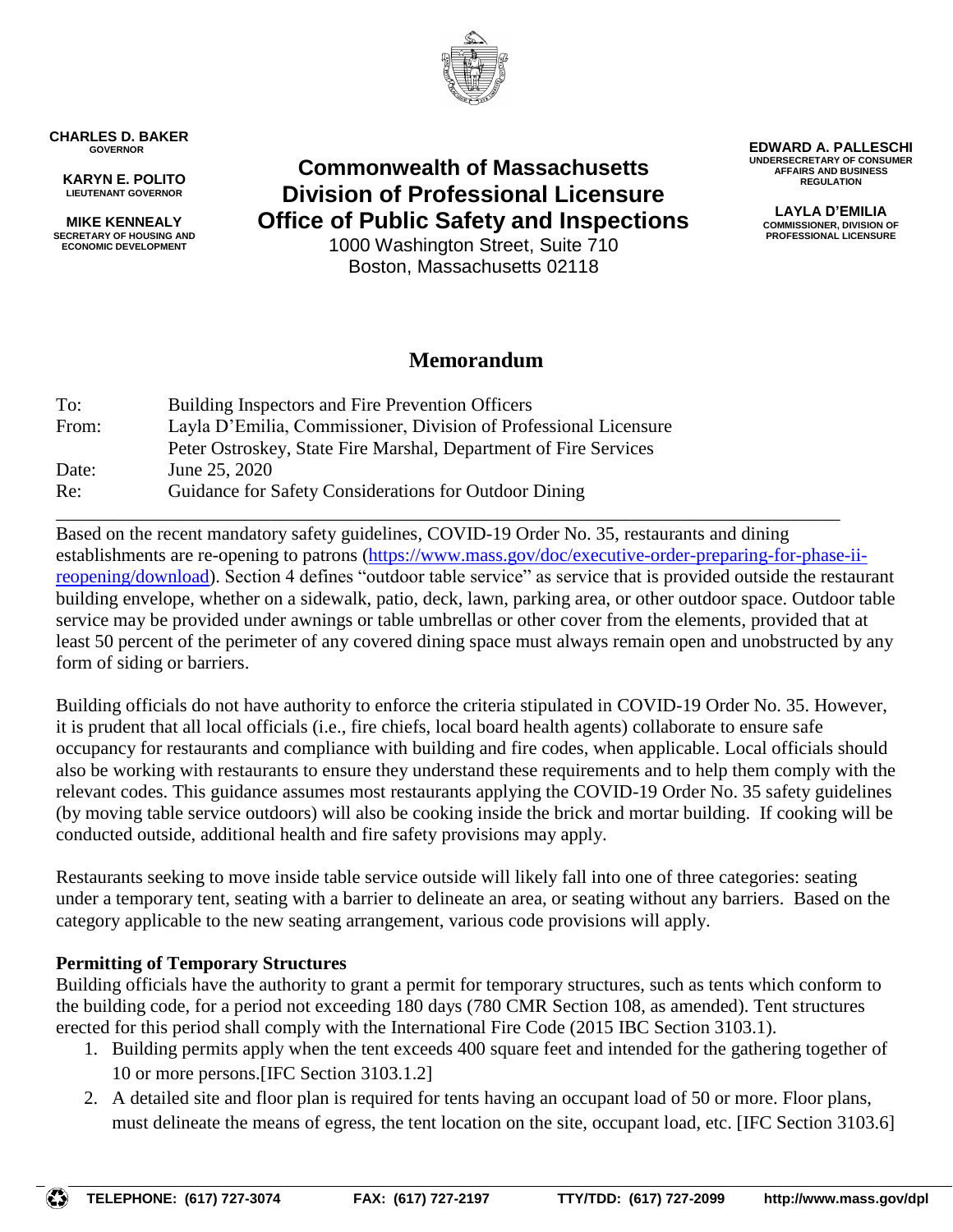**CHARLES D. BAKER**
GOVERNOR

**KARYN E. POLITO**
LIEUTENANT GOVERNOR

**MIKE KENNEALY**
SECRETARY OF HOUSING AND ECONOMIC DEVELOPMENT

# Commonwealth of Massachusetts Division of Professional Licensure Office of Public Safety and Inspections

1000 Washington Street, Suite 710
Boston, Massachusetts 02118

**EDWARD A. PALLESCHI**
UNDERSECRETARY OF CONSUMER AFFAIRS AND BUSINESS REGULATION

**LAYLA D'EMILIA**
COMMISSIONER, DIVISION OF PROFESSIONAL LICENSURE

## Memorandum

| | |
|---|---|
| To: | Building Inspectors and Fire Prevention Officers |
| From: | Layla D'Emilia, Commissioner, Division of Professional Licensure<br>Peter Ostroskey, State Fire Marshal, Department of Fire Services |
| Date: | June 25, 2020 |
| Re: | Guidance for Safety Considerations for Outdoor Dining |

Based on the recent mandatory safety guidelines, COVID-19 Order No. 35, restaurants and dining establishments are re-opening to patrons (https://www.mass.gov/doc/executive-order-preparing-for-phase-ii-reopening/download). Section 4 defines "outdoor table service" as service that is provided outside the restaurant building envelope, whether on a sidewalk, patio, deck, lawn, parking area, or other outdoor space. Outdoor table service may be provided under awnings or table umbrellas or other cover from the elements, provided that at least 50 percent of the perimeter of any covered dining space must always remain open and unobstructed by any form of siding or barriers.

Building officials do not have authority to enforce the criteria stipulated in COVID-19 Order No. 35. However, it is prudent that all local officials (i.e., fire chiefs, local board health agents) collaborate to ensure safe occupancy for restaurants and compliance with building and fire codes, when applicable. Local officials should also be working with restaurants to ensure they understand these requirements and to help them comply with the relevant codes. This guidance assumes most restaurants applying the COVID-19 Order No. 35 safety guidelines (by moving table service outdoors) will also be cooking inside the brick and mortar building. If cooking will be conducted outside, additional health and fire safety provisions may apply.

Restaurants seeking to move inside table service outside will likely fall into one of three categories: seating under a temporary tent, seating with a barrier to delineate an area, or seating without any barriers. Based on the category applicable to the new seating arrangement, various code provisions will apply.

**Permitting of Temporary Structures**

Building officials have the authority to grant a permit for temporary structures, such as tents which conform to the building code, for a period not exceeding 180 days (780 CMR Section 108, as amended). Tent structures erected for this period shall comply with the International Fire Code (2015 IBC Section 3103.1).

1. Building permits apply when the tent exceeds 400 square feet and intended for the gathering together of 10 or more persons.[IFC Section 3103.1.2]
2. A detailed site and floor plan is required for tents having an occupant load of 50 or more. Floor plans, must delineate the means of egress, the tent location on the site, occupant load, etc. [IFC Section 3103.6]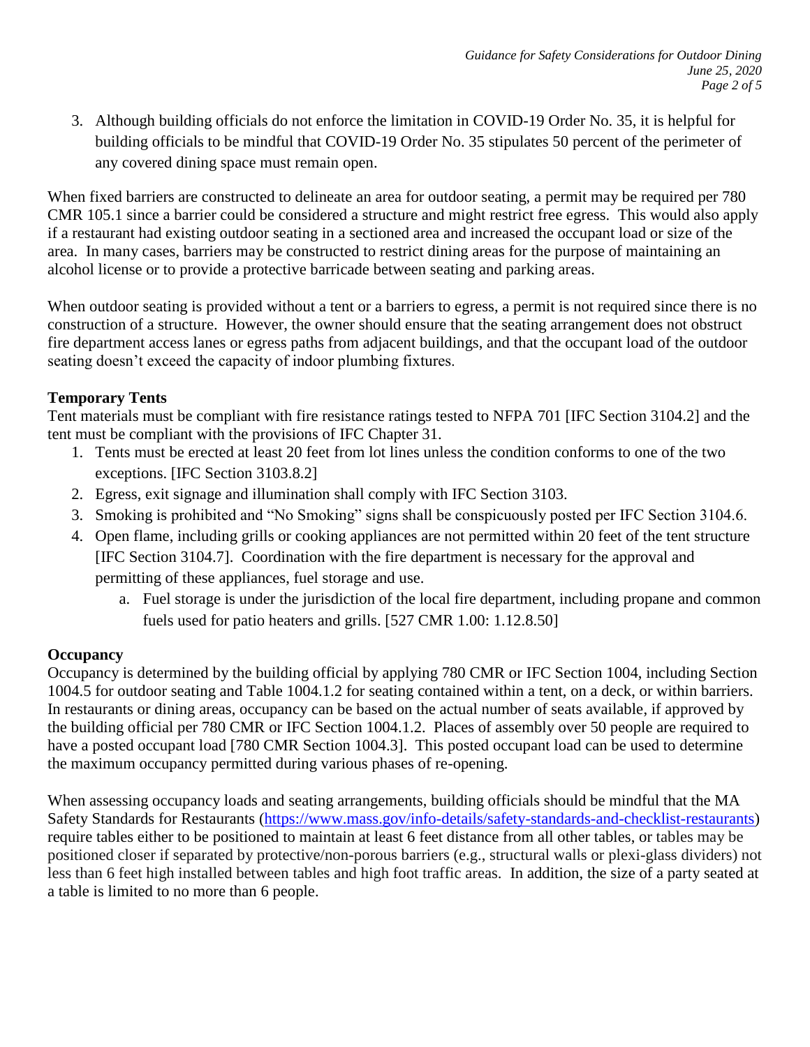3. Although building officials do not enforce the limitation in COVID-19 Order No. 35, it is helpful for building officials to be mindful that COVID-19 Order No. 35 stipulates 50 percent of the perimeter of any covered dining space must remain open.

When fixed barriers are constructed to delineate an area for outdoor seating, a permit may be required per 780 CMR 105.1 since a barrier could be considered a structure and might restrict free egress. This would also apply if a restaurant had existing outdoor seating in a sectioned area and increased the occupant load or size of the area. In many cases, barriers may be constructed to restrict dining areas for the purpose of maintaining an alcohol license or to provide a protective barricade between seating and parking areas.

When outdoor seating is provided without a tent or a barriers to egress, a permit is not required since there is no construction of a structure. However, the owner should ensure that the seating arrangement does not obstruct fire department access lanes or egress paths from adjacent buildings, and that the occupant load of the outdoor seating doesn't exceed the capacity of indoor plumbing fixtures.

**Temporary Tents**

Tent materials must be compliant with fire resistance ratings tested to NFPA 701 [IFC Section 3104.2] and the tent must be compliant with the provisions of IFC Chapter 31.

1. Tents must be erected at least 20 feet from lot lines unless the condition conforms to one of the two exceptions. [IFC Section 3103.8.2]
2. Egress, exit signage and illumination shall comply with IFC Section 3103.
3. Smoking is prohibited and "No Smoking" signs shall be conspicuously posted per IFC Section 3104.6.
4. Open flame, including grills or cooking appliances are not permitted within 20 feet of the tent structure [IFC Section 3104.7]. Coordination with the fire department is necessary for the approval and permitting of these appliances, fuel storage and use.
   a. Fuel storage is under the jurisdiction of the local fire department, including propane and common fuels used for patio heaters and grills. [527 CMR 1.00: 1.12.8.50]

**Occupancy**

Occupancy is determined by the building official by applying 780 CMR or IFC Section 1004, including Section 1004.5 for outdoor seating and Table 1004.1.2 for seating contained within a tent, on a deck, or within barriers. In restaurants or dining areas, occupancy can be based on the actual number of seats available, if approved by the building official per 780 CMR or IFC Section 1004.1.2. Places of assembly over 50 people are required to have a posted occupant load [780 CMR Section 1004.3]. This posted occupant load can be used to determine the maximum occupancy permitted during various phases of re-opening.

When assessing occupancy loads and seating arrangements, building officials should be mindful that the MA Safety Standards for Restaurants (https://www.mass.gov/info-details/safety-standards-and-checklist-restaurants) require tables either to be positioned to maintain at least 6 feet distance from all other tables, or tables may be positioned closer if separated by protective/non-porous barriers (e.g., structural walls or plexi-glass dividers) not less than 6 feet high installed between tables and high foot traffic areas. In addition, the size of a party seated at a table is limited to no more than 6 people.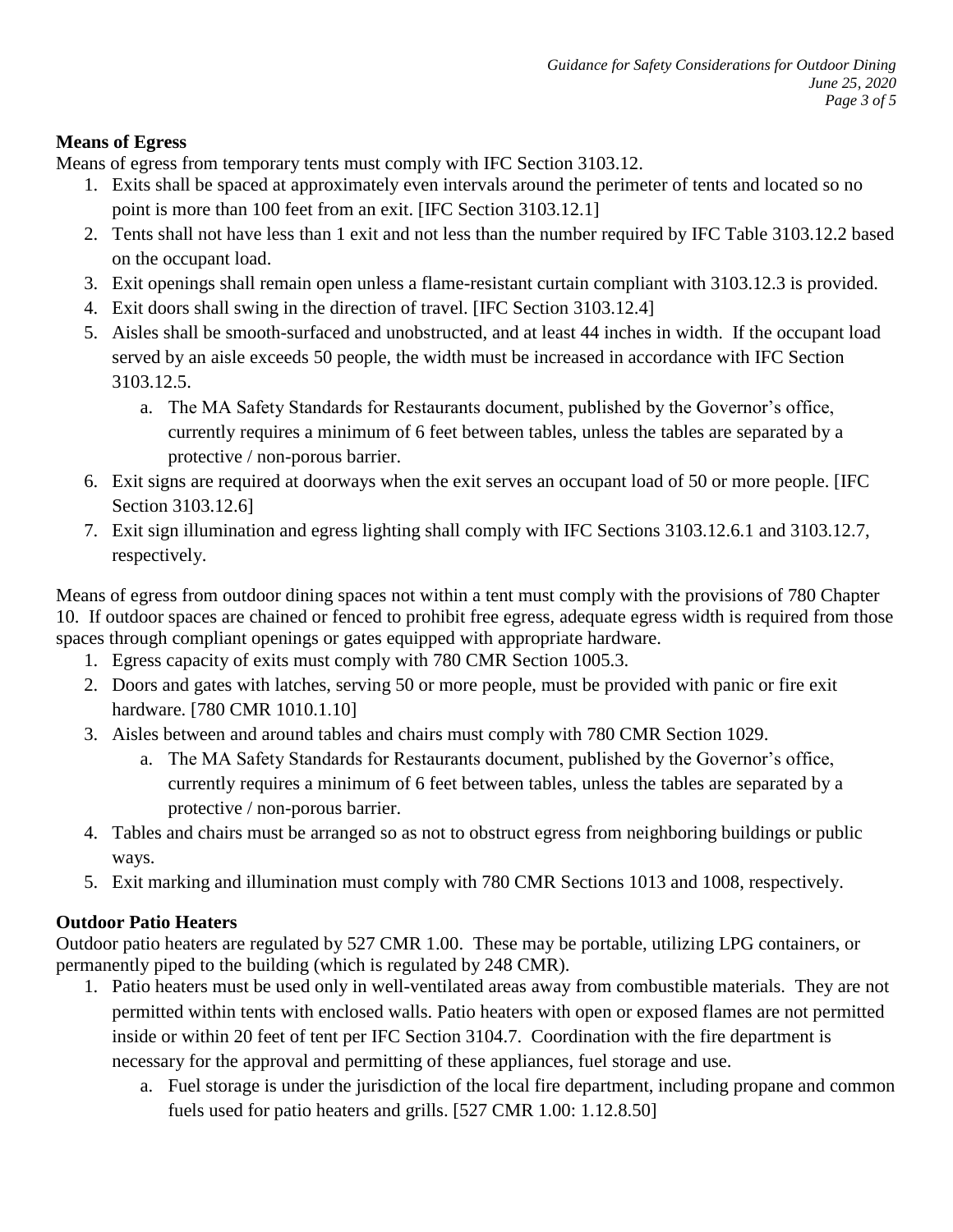**Means of Egress**

Means of egress from temporary tents must comply with IFC Section 3103.12.

1. Exits shall be spaced at approximately even intervals around the perimeter of tents and located so no point is more than 100 feet from an exit. [IFC Section 3103.12.1]
2. Tents shall not have less than 1 exit and not less than the number required by IFC Table 3103.12.2 based on the occupant load.
3. Exit openings shall remain open unless a flame-resistant curtain compliant with 3103.12.3 is provided.
4. Exit doors shall swing in the direction of travel. [IFC Section 3103.12.4]
5. Aisles shall be smooth-surfaced and unobstructed, and at least 44 inches in width. If the occupant load served by an aisle exceeds 50 people, the width must be increased in accordance with IFC Section 3103.12.5.
    a. The MA Safety Standards for Restaurants document, published by the Governor's office, currently requires a minimum of 6 feet between tables, unless the tables are separated by a protective / non-porous barrier.
6. Exit signs are required at doorways when the exit serves an occupant load of 50 or more people. [IFC Section 3103.12.6]
7. Exit sign illumination and egress lighting shall comply with IFC Sections 3103.12.6.1 and 3103.12.7, respectively.

Means of egress from outdoor dining spaces not within a tent must comply with the provisions of 780 Chapter 10. If outdoor spaces are chained or fenced to prohibit free egress, adequate egress width is required from those spaces through compliant openings or gates equipped with appropriate hardware.

1. Egress capacity of exits must comply with 780 CMR Section 1005.3.
2. Doors and gates with latches, serving 50 or more people, must be provided with panic or fire exit hardware. [780 CMR 1010.1.10]
3. Aisles between and around tables and chairs must comply with 780 CMR Section 1029.
    a. The MA Safety Standards for Restaurants document, published by the Governor's office, currently requires a minimum of 6 feet between tables, unless the tables are separated by a protective / non-porous barrier.
4. Tables and chairs must be arranged so as not to obstruct egress from neighboring buildings or public ways.
5. Exit marking and illumination must comply with 780 CMR Sections 1013 and 1008, respectively.

**Outdoor Patio Heaters**

Outdoor patio heaters are regulated by 527 CMR 1.00. These may be portable, utilizing LPG containers, or permanently piped to the building (which is regulated by 248 CMR).

1. Patio heaters must be used only in well-ventilated areas away from combustible materials. They are not permitted within tents with enclosed walls. Patio heaters with open or exposed flames are not permitted inside or within 20 feet of tent per IFC Section 3104.7. Coordination with the fire department is necessary for the approval and permitting of these appliances, fuel storage and use.
    a. Fuel storage is under the jurisdiction of the local fire department, including propane and common fuels used for patio heaters and grills. [527 CMR 1.00: 1.12.8.50]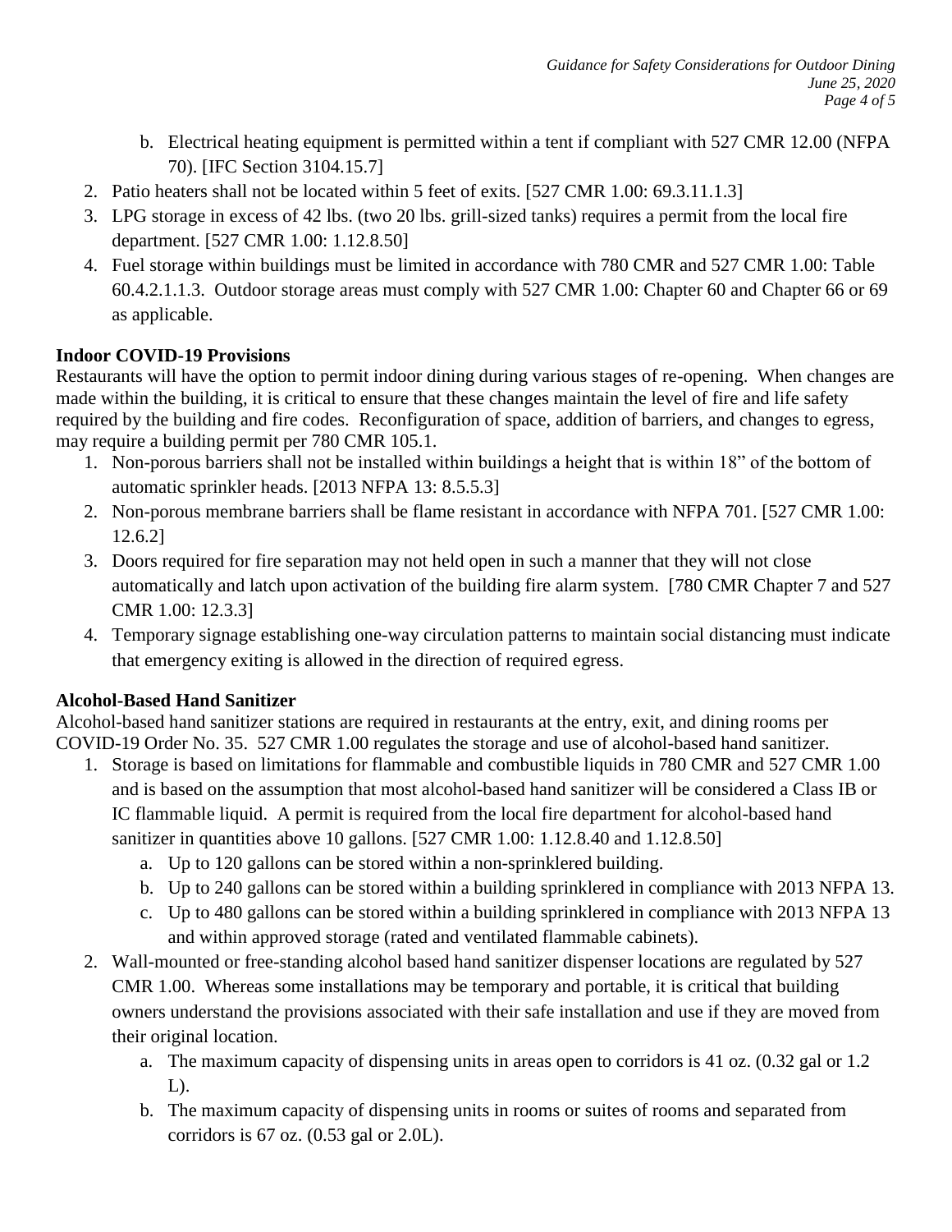b. Electrical heating equipment is permitted within a tent if compliant with 527 CMR 12.00 (NFPA 70). [IFC Section 3104.15.7]
2. Patio heaters shall not be located within 5 feet of exits. [527 CMR 1.00: 69.3.11.1.3]
3. LPG storage in excess of 42 lbs. (two 20 lbs. grill-sized tanks) requires a permit from the local fire department. [527 CMR 1.00: 1.12.8.50]
4. Fuel storage within buildings must be limited in accordance with 780 CMR and 527 CMR 1.00: Table 60.4.2.1.1.3. Outdoor storage areas must comply with 527 CMR 1.00: Chapter 60 and Chapter 66 or 69 as applicable.

**Indoor COVID-19 Provisions**

Restaurants will have the option to permit indoor dining during various stages of re-opening. When changes are made within the building, it is critical to ensure that these changes maintain the level of fire and life safety required by the building and fire codes. Reconfiguration of space, addition of barriers, and changes to egress, may require a building permit per 780 CMR 105.1.

1. Non-porous barriers shall not be installed within buildings a height that is within 18" of the bottom of automatic sprinkler heads. [2013 NFPA 13: 8.5.5.3]
2. Non-porous membrane barriers shall be flame resistant in accordance with NFPA 701. [527 CMR 1.00: 12.6.2]
3. Doors required for fire separation may not held open in such a manner that they will not close automatically and latch upon activation of the building fire alarm system. [780 CMR Chapter 7 and 527 CMR 1.00: 12.3.3]
4. Temporary signage establishing one-way circulation patterns to maintain social distancing must indicate that emergency exiting is allowed in the direction of required egress.

**Alcohol-Based Hand Sanitizer**

Alcohol-based hand sanitizer stations are required in restaurants at the entry, exit, and dining rooms per COVID-19 Order No. 35. 527 CMR 1.00 regulates the storage and use of alcohol-based hand sanitizer.

1. Storage is based on limitations for flammable and combustible liquids in 780 CMR and 527 CMR 1.00 and is based on the assumption that most alcohol-based hand sanitizer will be considered a Class IB or IC flammable liquid. A permit is required from the local fire department for alcohol-based hand sanitizer in quantities above 10 gallons. [527 CMR 1.00: 1.12.8.40 and 1.12.8.50]
   a. Up to 120 gallons can be stored within a non-sprinklered building.
   b. Up to 240 gallons can be stored within a building sprinklered in compliance with 2013 NFPA 13.
   c. Up to 480 gallons can be stored within a building sprinklered in compliance with 2013 NFPA 13 and within approved storage (rated and ventilated flammable cabinets).
2. Wall-mounted or free-standing alcohol based hand sanitizer dispenser locations are regulated by 527 CMR 1.00. Whereas some installations may be temporary and portable, it is critical that building owners understand the provisions associated with their safe installation and use if they are moved from their original location.
   a. The maximum capacity of dispensing units in areas open to corridors is 41 oz. (0.32 gal or 1.2 L).
   b. The maximum capacity of dispensing units in rooms or suites of rooms and separated from corridors is 67 oz. (0.53 gal or 2.0L).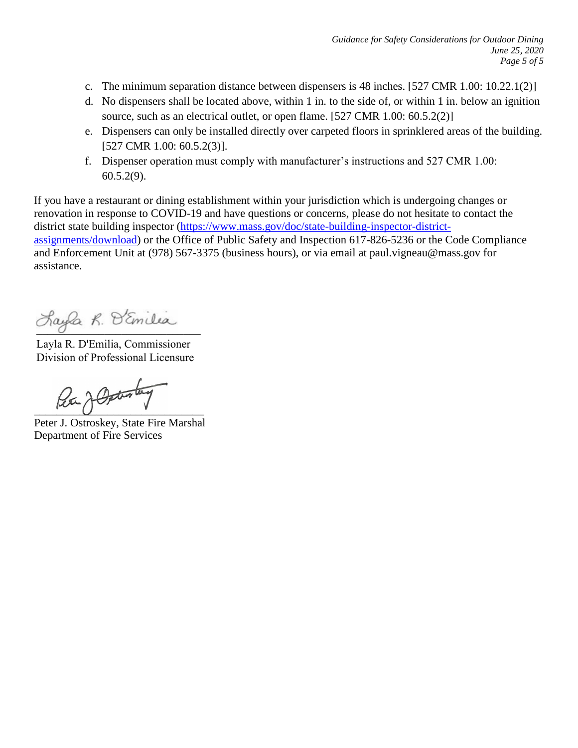c. The minimum separation distance between dispensers is 48 inches. [527 CMR 1.00: 10.22.1(2)]
d. No dispensers shall be located above, within 1 in. to the side of, or within 1 in. below an ignition source, such as an electrical outlet, or open flame. [527 CMR 1.00: 60.5.2(2)]
e. Dispensers can only be installed directly over carpeted floors in sprinklered areas of the building. [527 CMR 1.00: 60.5.2(3)].
f. Dispenser operation must comply with manufacturer's instructions and 527 CMR 1.00: 60.5.2(9).

If you have a restaurant or dining establishment within your jurisdiction which is undergoing changes or renovation in response to COVID-19 and have questions or concerns, please do not hesitate to contact the district state building inspector ([https://www.mass.gov/doc/state-building-inspector-district-assignments/download](https://www.mass.gov/doc/state-building-inspector-district-assignments/download)) or the Office of Public Safety and Inspection 617-826-5236 or the Code Compliance and Enforcement Unit at (978) 567-3375 (business hours), or via email at paul.vigneau@mass.gov for assistance.

Layla R. D'Emilia

Layla R. D'Emilia, Commissioner
Division of Professional Licensure

Peter J. Ostroskey

Peter J. Ostroskey, State Fire Marshal
Department of Fire Services